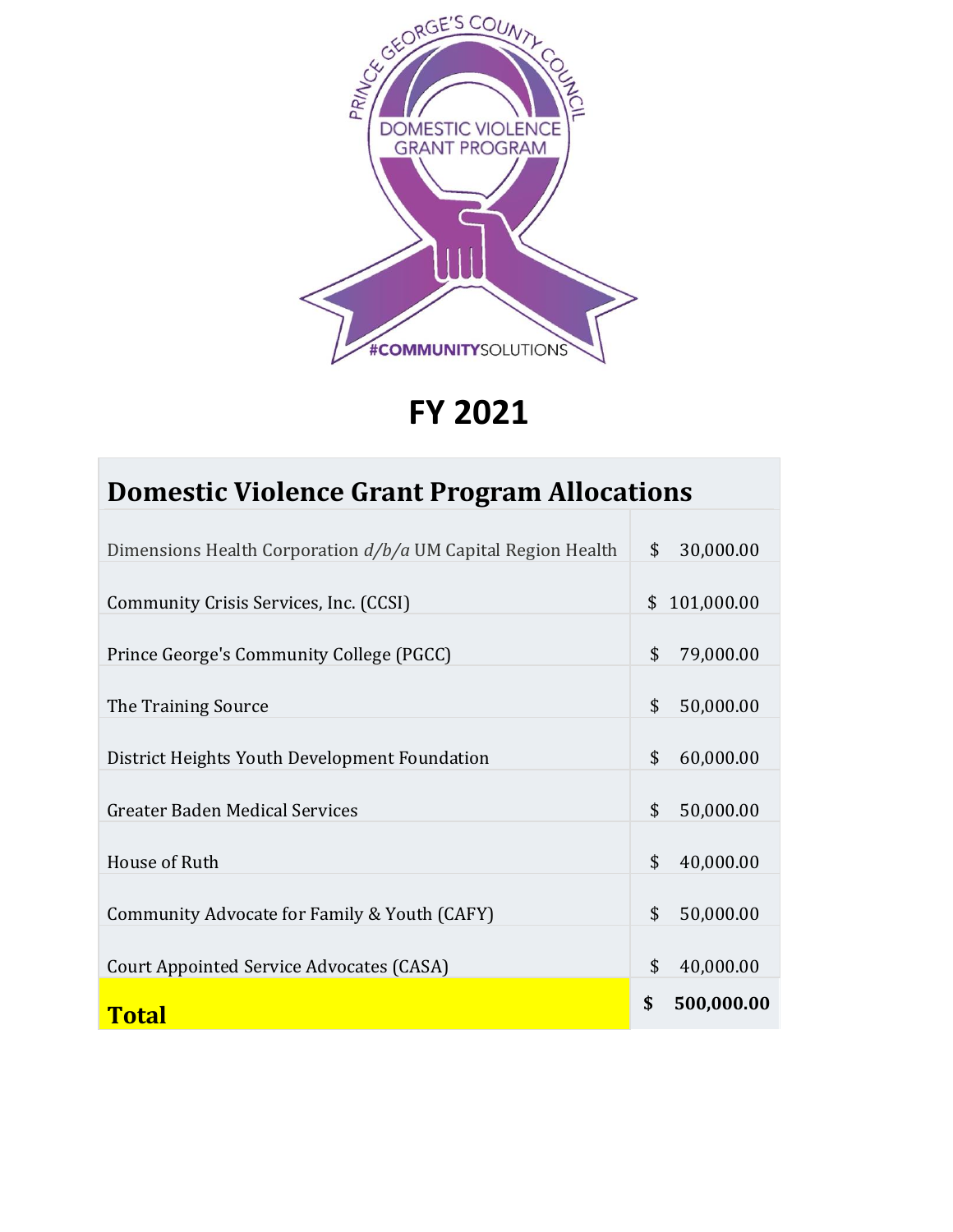PRINCE GEORGE'S COUNTY COUNCIL

DOMESTIC VIOLENCE GRANT PROGRAM

#COMMUNITYSOLUTIONS

# FY 2021

| Domestic Violence Grant Program Allocations | |
|---|---|
| Dimensions Health Corporation *d/b/a* UM Capital Region Health | $ 30,000.00 |
| Community Crisis Services, Inc. (CCSI) | $ 101,000.00 |
| Prince George's Community College (PGCC) | $ 79,000.00 |
| The Training Source | $ 50,000.00 |
| District Heights Youth Development Foundation | $ 60,000.00 |
| Greater Baden Medical Services | $ 50,000.00 |
| House of Ruth | $ 40,000.00 |
| Community Advocate for Family & Youth (CAFY) | $ 50,000.00 |
| Court Appointed Service Advocates (CASA) | $ 40,000.00 |
| **Total** | **$ 500,000.00** |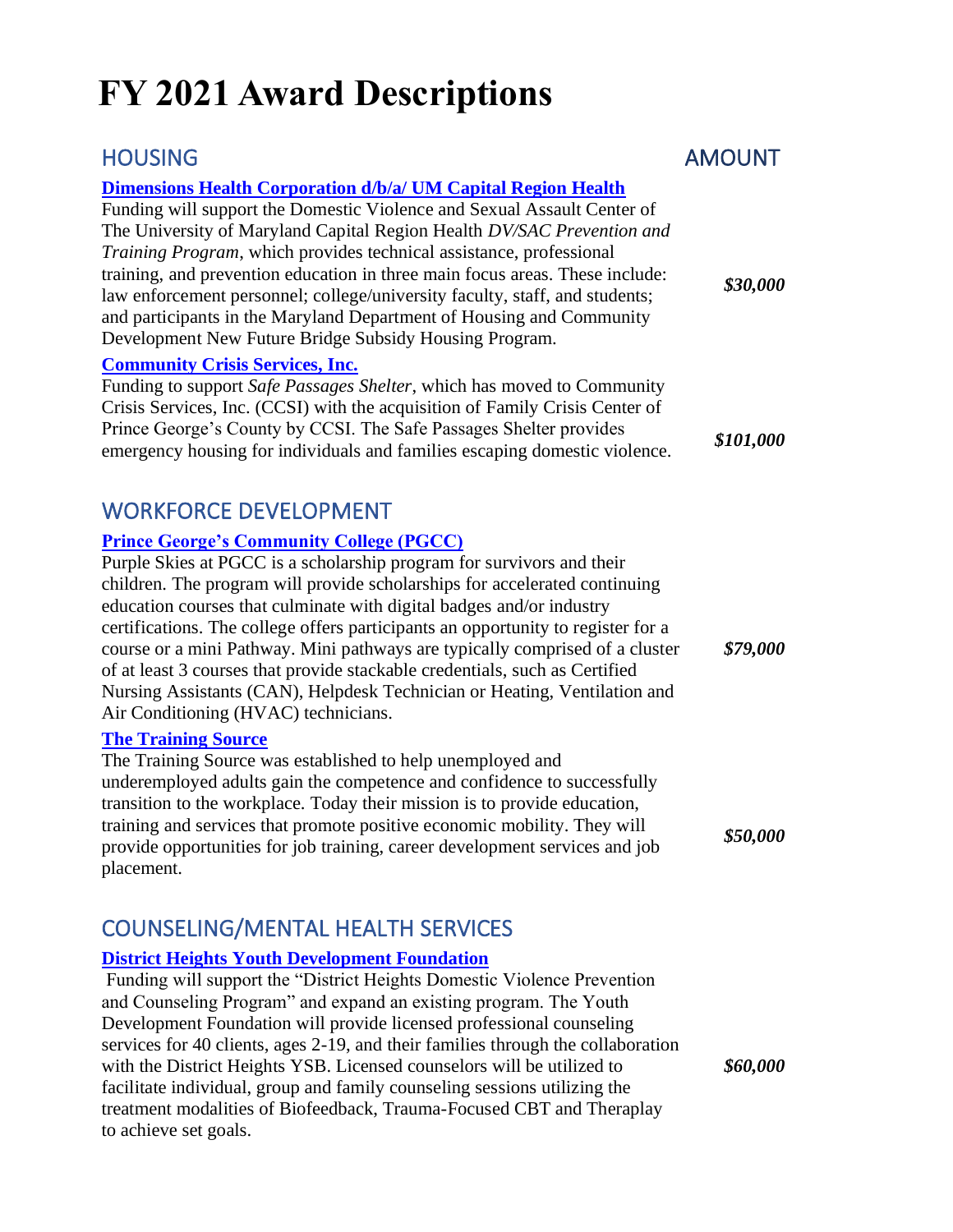# FY 2021 Award Descriptions

## HOUSING — AMOUNT

**Dimensions Health Corporation d/b/a/ UM Capital Region Health**

Funding will support the Domestic Violence and Sexual Assault Center of The University of Maryland Capital Region Health *DV/SAC Prevention and Training Program*, which provides technical assistance, professional training, and prevention education in three main focus areas. These include: law enforcement personnel; college/university faculty, staff, and students; and participants in the Maryland Department of Housing and Community Development New Future Bridge Subsidy Housing Program.

***$30,000***

**Community Crisis Services, Inc.**

Funding to support *Safe Passages Shelter*, which has moved to Community Crisis Services, Inc. (CCSI) with the acquisition of Family Crisis Center of Prince George's County by CCSI. The Safe Passages Shelter provides emergency housing for individuals and families escaping domestic violence.

***$101,000***

## WORKFORCE DEVELOPMENT

**Prince George's Community College (PGCC)**

Purple Skies at PGCC is a scholarship program for survivors and their children. The program will provide scholarships for accelerated continuing education courses that culminate with digital badges and/or industry certifications. The college offers participants an opportunity to register for a course or a mini Pathway. Mini pathways are typically comprised of a cluster of at least 3 courses that provide stackable credentials, such as Certified Nursing Assistants (CAN), Helpdesk Technician or Heating, Ventilation and Air Conditioning (HVAC) technicians.

***$79,000***

**The Training Source**

The Training Source was established to help unemployed and underemployed adults gain the competence and confidence to successfully transition to the workplace. Today their mission is to provide education, training and services that promote positive economic mobility. They will provide opportunities for job training, career development services and job placement.

***$50,000***

## COUNSELING/MENTAL HEALTH SERVICES

**District Heights Youth Development Foundation**

Funding will support the "District Heights Domestic Violence Prevention and Counseling Program" and expand an existing program. The Youth Development Foundation will provide licensed professional counseling services for 40 clients, ages 2-19, and their families through the collaboration with the District Heights YSB. Licensed counselors will be utilized to facilitate individual, group and family counseling sessions utilizing the treatment modalities of Biofeedback, Trauma-Focused CBT and Theraplay to achieve set goals.

***$60,000***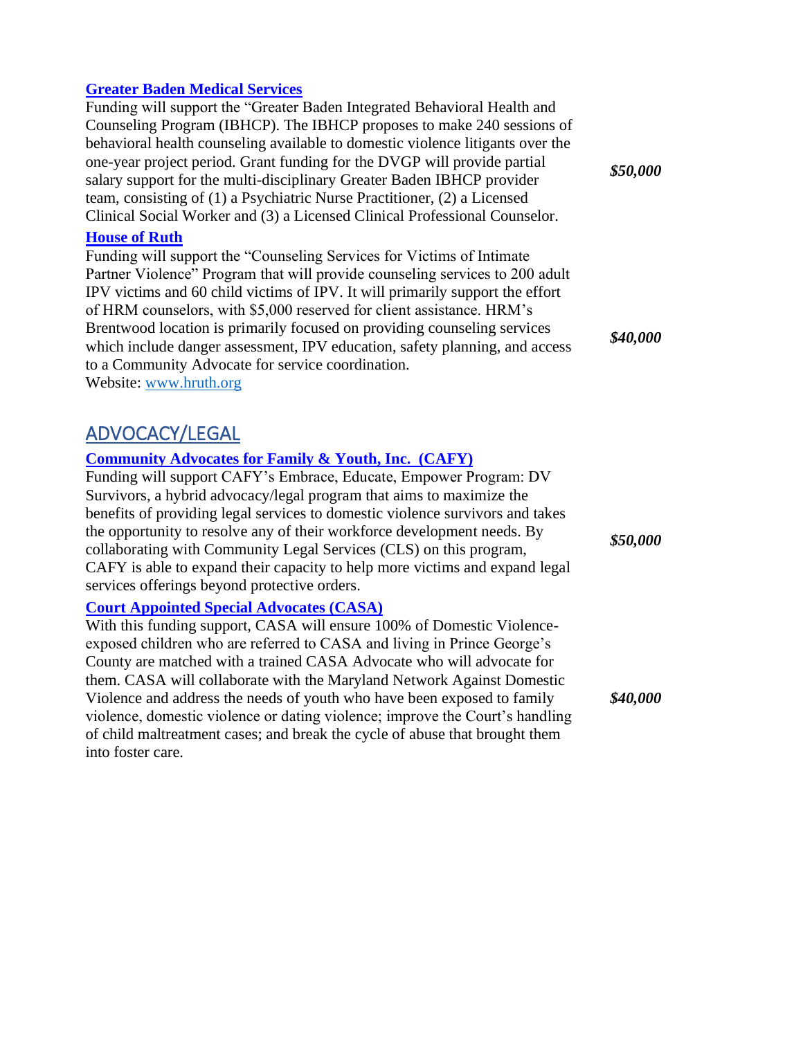**[Greater Baden Medical Services](#)**

Funding will support the "Greater Baden Integrated Behavioral Health and Counseling Program (IBHCP). The IBHCP proposes to make 240 sessions of behavioral health counseling available to domestic violence litigants over the one-year project period. Grant funding for the DVGP will provide partial salary support for the multi-disciplinary Greater Baden IBHCP provider team, consisting of (1) a Psychiatric Nurse Practitioner, (2) a Licensed Clinical Social Worker and (3) a Licensed Clinical Professional Counselor.

***$50,000***

**[House of Ruth](#)**

Funding will support the "Counseling Services for Victims of Intimate Partner Violence" Program that will provide counseling services to 200 adult IPV victims and 60 child victims of IPV. It will primarily support the effort of HRM counselors, with $5,000 reserved for client assistance. HRM's Brentwood location is primarily focused on providing counseling services which include danger assessment, IPV education, safety planning, and access to a Community Advocate for service coordination.
Website: www.hruth.org

***$40,000***

## ADVOCACY/LEGAL

**[Community Advocates for Family & Youth, Inc. (CAFY)](#)**

Funding will support CAFY's Embrace, Educate, Empower Program: DV Survivors, a hybrid advocacy/legal program that aims to maximize the benefits of providing legal services to domestic violence survivors and takes the opportunity to resolve any of their workforce development needs. By collaborating with Community Legal Services (CLS) on this program, CAFY is able to expand their capacity to help more victims and expand legal services offerings beyond protective orders.

***$50,000***

**[Court Appointed Special Advocates (CASA)](#)**

With this funding support, CASA will ensure 100% of Domestic Violence-exposed children who are referred to CASA and living in Prince George's County are matched with a trained CASA Advocate who will advocate for them. CASA will collaborate with the Maryland Network Against Domestic Violence and address the needs of youth who have been exposed to family violence, domestic violence or dating violence; improve the Court's handling of child maltreatment cases; and break the cycle of abuse that brought them into foster care.

***$40,000***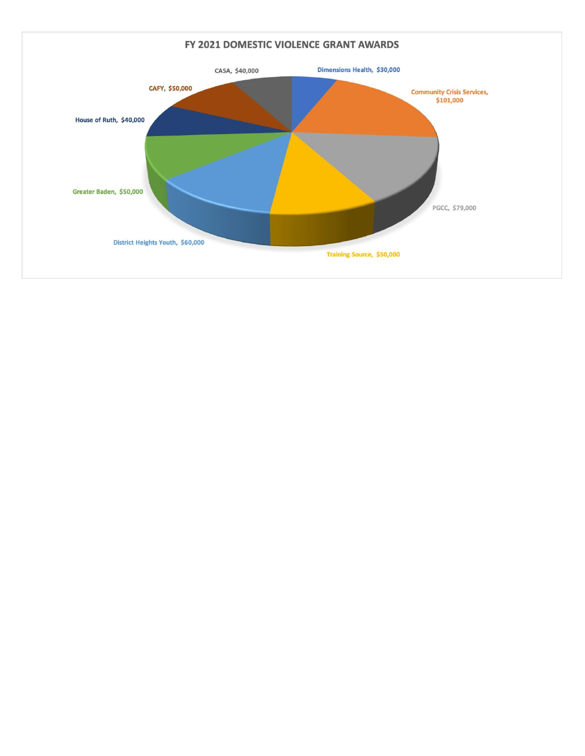FY 2021 DOMESTIC VIOLENCE GRANT AWARDS

CASA, $40,000

Dimensions Health, $30,000

CAFY, $50,000

Community Crisis Services, $101,000

House of Ruth, $40,000

Greater Baden, $50,000

PGCC, $79,000

District Heights Youth, $60,000

Training Source, $50,000